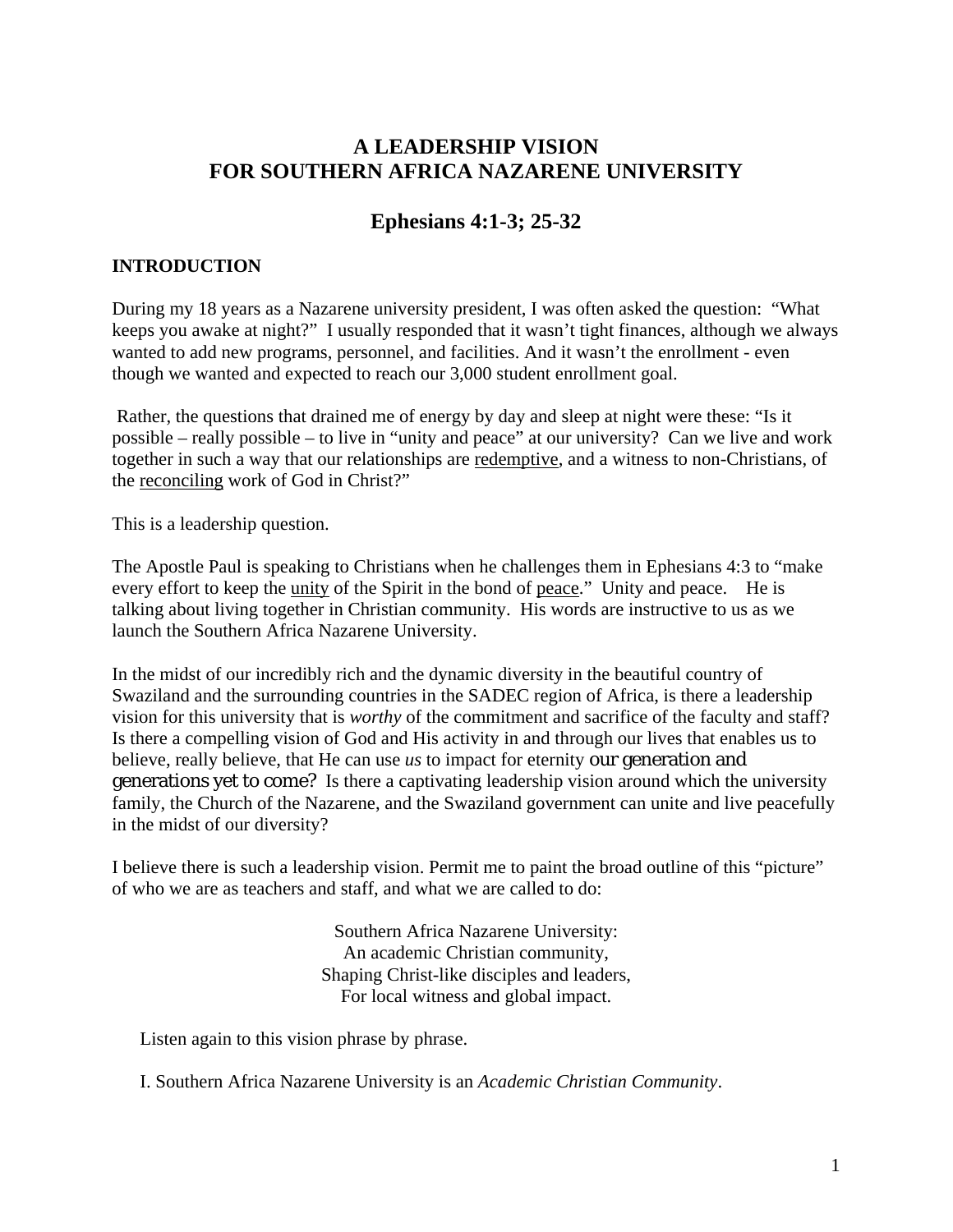# A LEADERSHIP VISION
# FOR SOUTHERN AFRICA NAZARENE UNIVERSITY

## Ephesians 4:1-3; 25-32

### INTRODUCTION

During my 18 years as a Nazarene university president, I was often asked the question: "What keeps you awake at night?" I usually responded that it wasn't tight finances, although we always wanted to add new programs, personnel, and facilities. And it wasn't the enrollment - even though we wanted and expected to reach our 3,000 student enrollment goal.

Rather, the questions that drained me of energy by day and sleep at night were these: "Is it possible – really possible – to live in "unity and peace" at our university? Can we live and work together in such a way that our relationships are <u>redemptive</u>, and a witness to non-Christians, of the <u>reconciling</u> work of God in Christ?"

This is a leadership question.

The Apostle Paul is speaking to Christians when he challenges them in Ephesians 4:3 to "make every effort to keep the <u>unity</u> of the Spirit in the bond of <u>peace</u>." Unity and peace. He is talking about living together in Christian community. His words are instructive to us as we launch the Southern Africa Nazarene University.

In the midst of our incredibly rich and the dynamic diversity in the beautiful country of Swaziland and the surrounding countries in the SADEC region of Africa, is there a leadership vision for this university that is *worthy* of the commitment and sacrifice of the faculty and staff? Is there a compelling vision of God and His activity in and through our lives that enables us to believe, really believe, that He can use *us* to impact for eternity our generation and generations yet to come? Is there a captivating leadership vision around which the university family, the Church of the Nazarene, and the Swaziland government can unite and live peacefully in the midst of our diversity?

I believe there is such a leadership vision. Permit me to paint the broad outline of this "picture" of who we are as teachers and staff, and what we are called to do:

Southern Africa Nazarene University:
An academic Christian community,
Shaping Christ-like disciples and leaders,
For local witness and global impact.

Listen again to this vision phrase by phrase.

I. Southern Africa Nazarene University is an *Academic Christian Community*.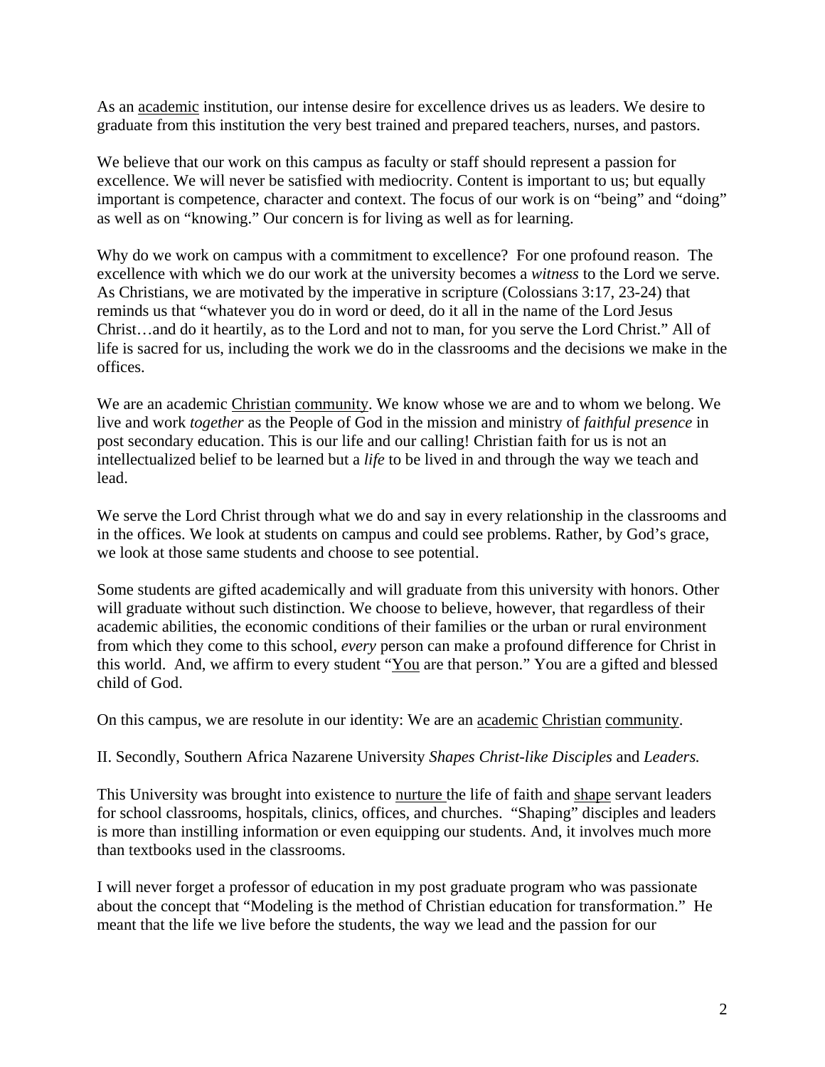As an <u>academic</u> institution, our intense desire for excellence drives us as leaders. We desire to graduate from this institution the very best trained and prepared teachers, nurses, and pastors.

We believe that our work on this campus as faculty or staff should represent a passion for excellence. We will never be satisfied with mediocrity. Content is important to us; but equally important is competence, character and context. The focus of our work is on "being" and "doing" as well as on "knowing." Our concern is for living as well as for learning.

Why do we work on campus with a commitment to excellence? For one profound reason. The excellence with which we do our work at the university becomes a *witness* to the Lord we serve. As Christians, we are motivated by the imperative in scripture (Colossians 3:17, 23-24) that reminds us that "whatever you do in word or deed, do it all in the name of the Lord Jesus Christ…and do it heartily, as to the Lord and not to man, for you serve the Lord Christ." All of life is sacred for us, including the work we do in the classrooms and the decisions we make in the offices.

We are an academic <u>Christian</u> <u>community</u>. We know whose we are and to whom we belong. We live and work *together* as the People of God in the mission and ministry of *faithful presence* in post secondary education. This is our life and our calling! Christian faith for us is not an intellectualized belief to be learned but a *life* to be lived in and through the way we teach and lead.

We serve the Lord Christ through what we do and say in every relationship in the classrooms and in the offices. We look at students on campus and could see problems. Rather, by God's grace, we look at those same students and choose to see potential.

Some students are gifted academically and will graduate from this university with honors. Other will graduate without such distinction. We choose to believe, however, that regardless of their academic abilities, the economic conditions of their families or the urban or rural environment from which they come to this school, *every* person can make a profound difference for Christ in this world. And, we affirm to every student "<u>You</u> are that person." You are a gifted and blessed child of God.

On this campus, we are resolute in our identity: We are an <u>academic</u> <u>Christian</u> <u>community</u>.

II. Secondly, Southern Africa Nazarene University *Shapes Christ-like Disciples* and *Leaders.*

This University was brought into existence to <u>nurture</u> the life of faith and <u>shape</u> servant leaders for school classrooms, hospitals, clinics, offices, and churches. "Shaping" disciples and leaders is more than instilling information or even equipping our students. And, it involves much more than textbooks used in the classrooms.

I will never forget a professor of education in my post graduate program who was passionate about the concept that "Modeling is the method of Christian education for transformation." He meant that the life we live before the students, the way we lead and the passion for our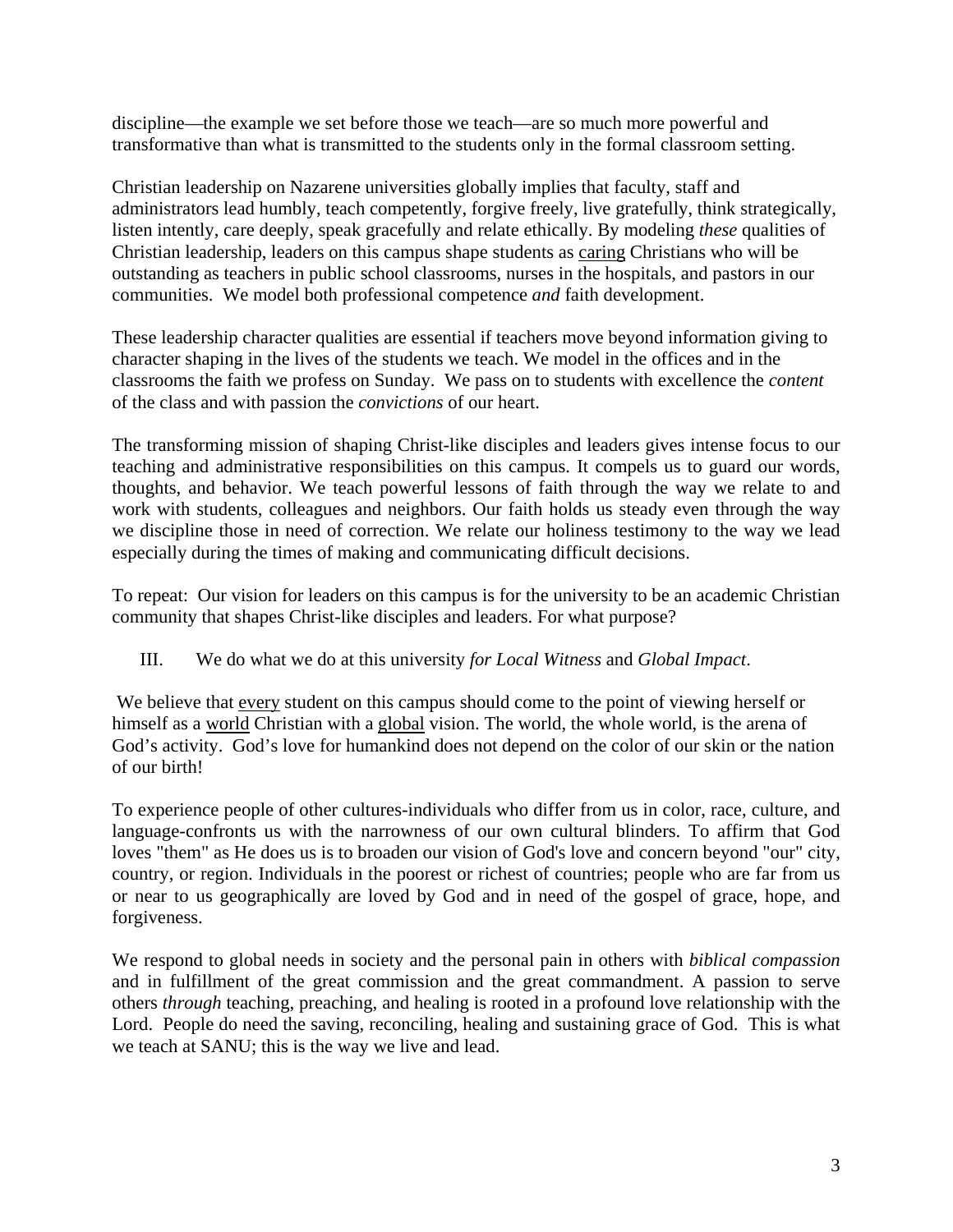discipline—the example we set before those we teach—are so much more powerful and transformative than what is transmitted to the students only in the formal classroom setting.

Christian leadership on Nazarene universities globally implies that faculty, staff and administrators lead humbly, teach competently, forgive freely, live gratefully, think strategically, listen intently, care deeply, speak gracefully and relate ethically. By modeling *these* qualities of Christian leadership, leaders on this campus shape students as <u>caring</u> Christians who will be outstanding as teachers in public school classrooms, nurses in the hospitals, and pastors in our communities. We model both professional competence *and* faith development.

These leadership character qualities are essential if teachers move beyond information giving to character shaping in the lives of the students we teach. We model in the offices and in the classrooms the faith we profess on Sunday. We pass on to students with excellence the *content* of the class and with passion the *convictions* of our heart.

The transforming mission of shaping Christ-like disciples and leaders gives intense focus to our teaching and administrative responsibilities on this campus. It compels us to guard our words, thoughts, and behavior. We teach powerful lessons of faith through the way we relate to and work with students, colleagues and neighbors. Our faith holds us steady even through the way we discipline those in need of correction. We relate our holiness testimony to the way we lead especially during the times of making and communicating difficult decisions.

To repeat: Our vision for leaders on this campus is for the university to be an academic Christian community that shapes Christ-like disciples and leaders. For what purpose?

III. We do what we do at this university *for Local Witness* and *Global Impact*.

We believe that <u>every</u> student on this campus should come to the point of viewing herself or himself as a <u>world</u> Christian with a <u>global</u> vision. The world, the whole world, is the arena of God's activity. God's love for humankind does not depend on the color of our skin or the nation of our birth!

To experience people of other cultures-individuals who differ from us in color, race, culture, and language-confronts us with the narrowness of our own cultural blinders. To affirm that God loves "them" as He does us is to broaden our vision of God's love and concern beyond "our" city, country, or region. Individuals in the poorest or richest of countries; people who are far from us or near to us geographically are loved by God and in need of the gospel of grace, hope, and forgiveness.

We respond to global needs in society and the personal pain in others with *biblical compassion* and in fulfillment of the great commission and the great commandment. A passion to serve others *through* teaching, preaching, and healing is rooted in a profound love relationship with the Lord. People do need the saving, reconciling, healing and sustaining grace of God. This is what we teach at SANU; this is the way we live and lead.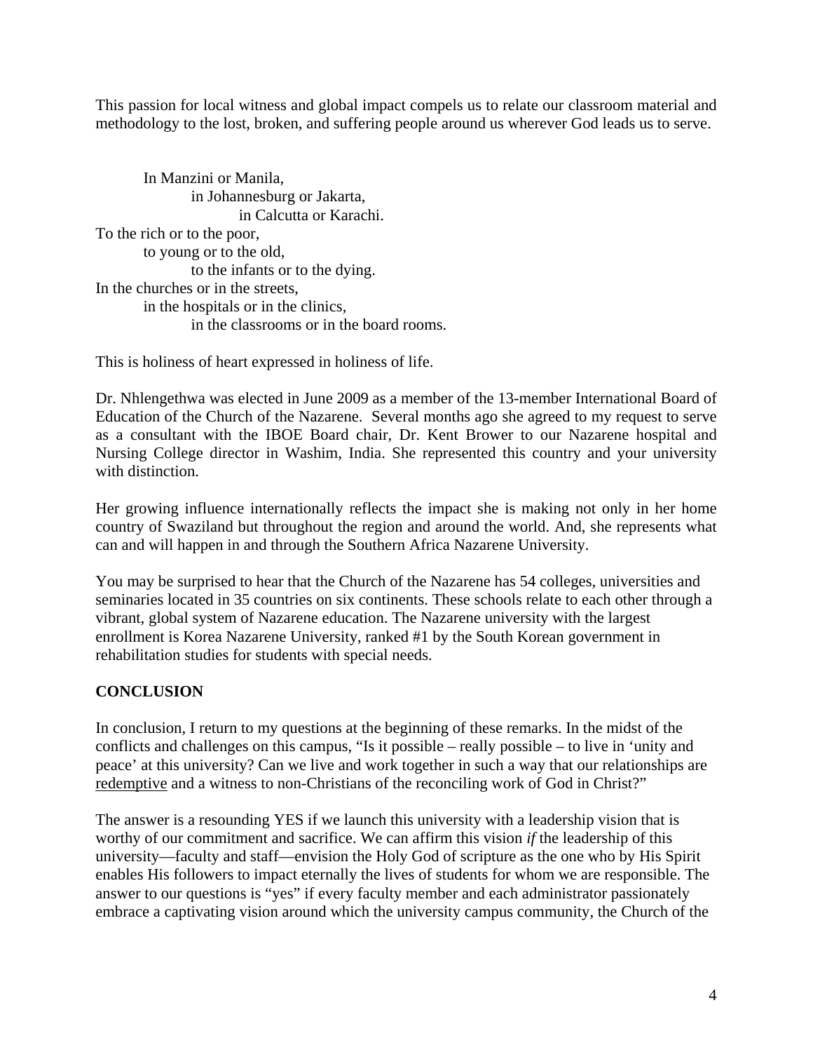This passion for local witness and global impact compels us to relate our classroom material and methodology to the lost, broken, and suffering people around us wherever God leads us to serve.

> In Manzini or Manila,
> in Johannesburg or Jakarta,
> in Calcutta or Karachi.
>
> To the rich or to the poor,
> to young or to the old,
> to the infants or to the dying.
>
> In the churches or in the streets,
> in the hospitals or in the clinics,
> in the classrooms or in the board rooms.

This is holiness of heart expressed in holiness of life.

Dr. Nhlengethwa was elected in June 2009 as a member of the 13-member International Board of Education of the Church of the Nazarene. Several months ago she agreed to my request to serve as a consultant with the IBOE Board chair, Dr. Kent Brower to our Nazarene hospital and Nursing College director in Washim, India. She represented this country and your university with distinction.

Her growing influence internationally reflects the impact she is making not only in her home country of Swaziland but throughout the region and around the world. And, she represents what can and will happen in and through the Southern Africa Nazarene University.

You may be surprised to hear that the Church of the Nazarene has 54 colleges, universities and seminaries located in 35 countries on six continents. These schools relate to each other through a vibrant, global system of Nazarene education. The Nazarene university with the largest enrollment is Korea Nazarene University, ranked #1 by the South Korean government in rehabilitation studies for students with special needs.

## CONCLUSION

In conclusion, I return to my questions at the beginning of these remarks. In the midst of the conflicts and challenges on this campus, "Is it possible – really possible – to live in 'unity and peace' at this university? Can we live and work together in such a way that our relationships are <u>redemptive</u> and a witness to non-Christians of the reconciling work of God in Christ?"

The answer is a resounding YES if we launch this university with a leadership vision that is worthy of our commitment and sacrifice. We can affirm this vision *if* the leadership of this university—faculty and staff—envision the Holy God of scripture as the one who by His Spirit enables His followers to impact eternally the lives of students for whom we are responsible. The answer to our questions is "yes" if every faculty member and each administrator passionately embrace a captivating vision around which the university campus community, the Church of the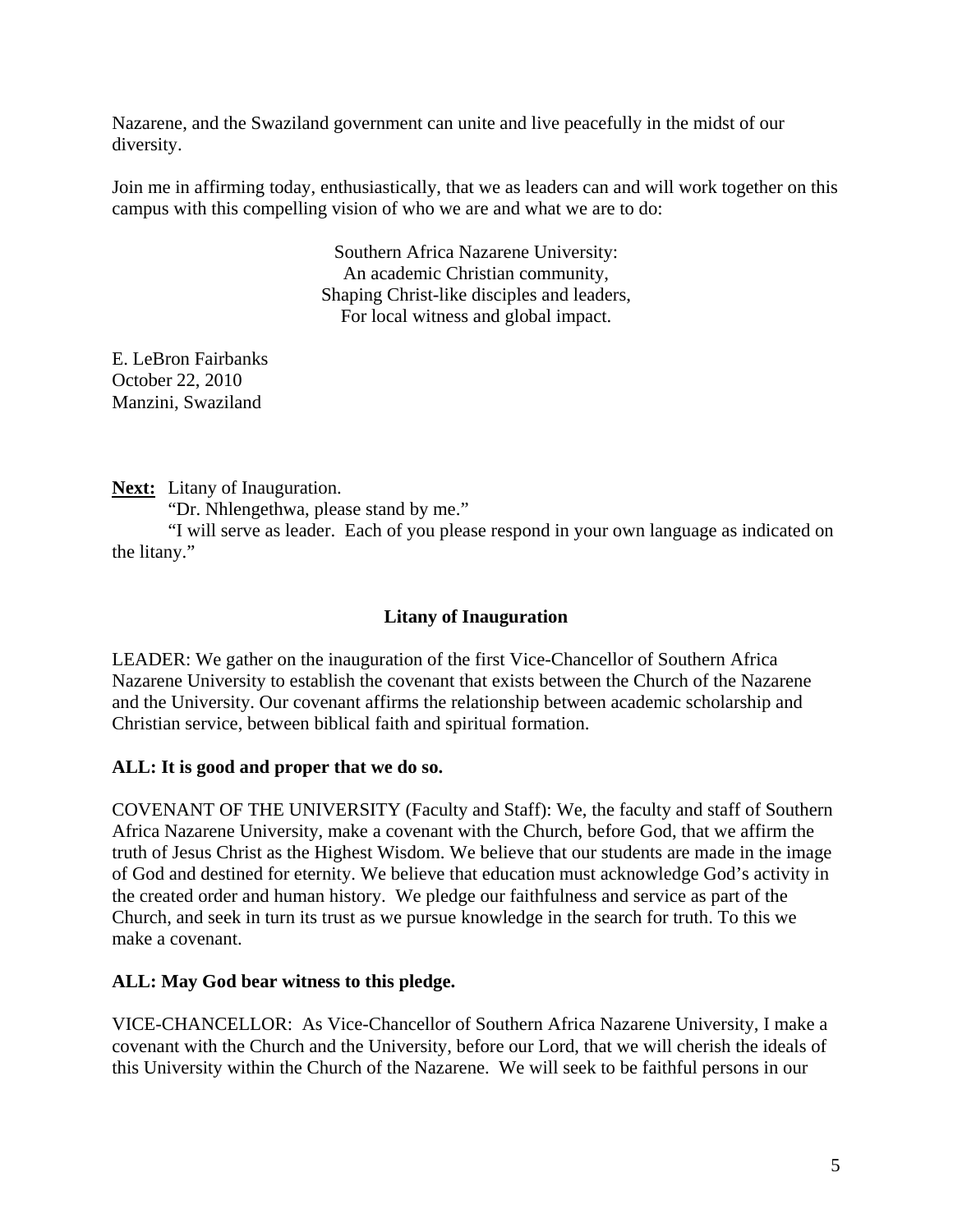Nazarene, and the Swaziland government can unite and live peacefully in the midst of our diversity.

Join me in affirming today, enthusiastically, that we as leaders can and will work together on this campus with this compelling vision of who we are and what we are to do:

Southern Africa Nazarene University:  
An academic Christian community,  
Shaping Christ-like disciples and leaders,  
For local witness and global impact.

E. LeBron Fairbanks  
October 22, 2010  
Manzini, Swaziland

**Next:** Litany of Inauguration.

"Dr. Nhlengethwa, please stand by me."

"I will serve as leader. Each of you please respond in your own language as indicated on the litany."

### Litany of Inauguration

LEADER: We gather on the inauguration of the first Vice-Chancellor of Southern Africa Nazarene University to establish the covenant that exists between the Church of the Nazarene and the University. Our covenant affirms the relationship between academic scholarship and Christian service, between biblical faith and spiritual formation.

**ALL: It is good and proper that we do so.**

COVENANT OF THE UNIVERSITY (Faculty and Staff): We, the faculty and staff of Southern Africa Nazarene University, make a covenant with the Church, before God, that we affirm the truth of Jesus Christ as the Highest Wisdom. We believe that our students are made in the image of God and destined for eternity. We believe that education must acknowledge God's activity in the created order and human history. We pledge our faithfulness and service as part of the Church, and seek in turn its trust as we pursue knowledge in the search for truth. To this we make a covenant.

**ALL: May God bear witness to this pledge.**

VICE-CHANCELLOR: As Vice-Chancellor of Southern Africa Nazarene University, I make a covenant with the Church and the University, before our Lord, that we will cherish the ideals of this University within the Church of the Nazarene. We will seek to be faithful persons in our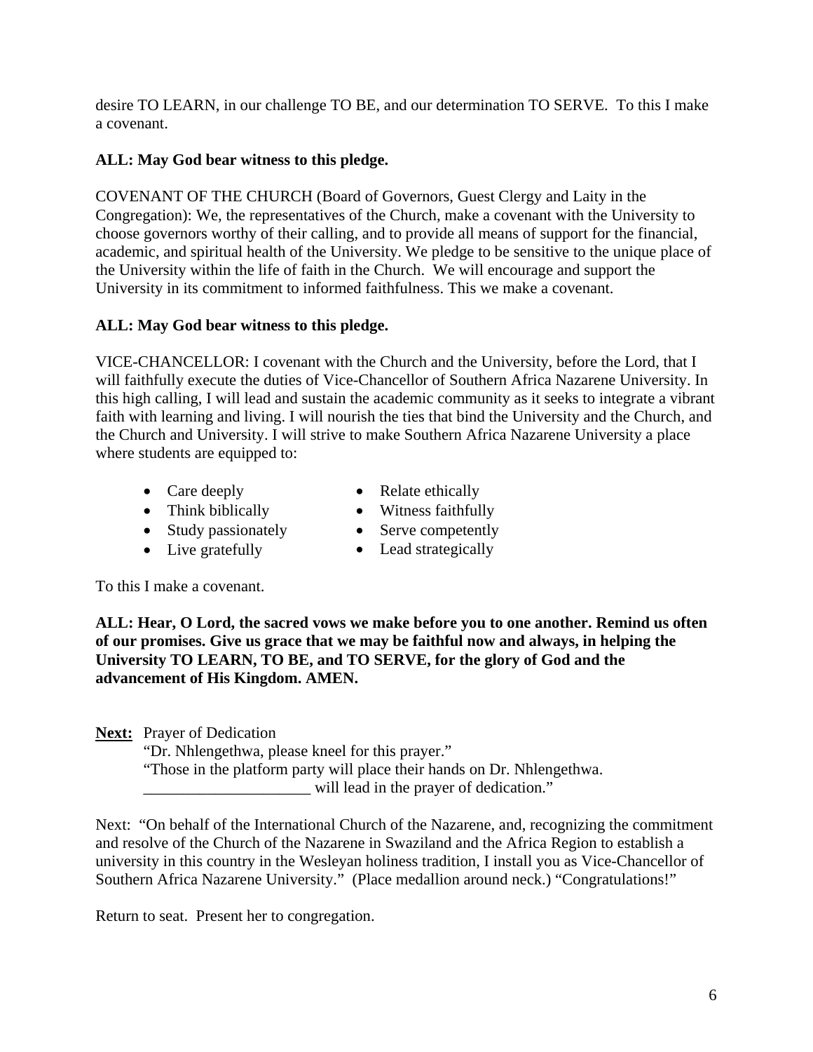desire TO LEARN, in our challenge TO BE, and our determination TO SERVE. To this I make a covenant.

**ALL: May God bear witness to this pledge.**

COVENANT OF THE CHURCH (Board of Governors, Guest Clergy and Laity in the Congregation): We, the representatives of the Church, make a covenant with the University to choose governors worthy of their calling, and to provide all means of support for the financial, academic, and spiritual health of the University. We pledge to be sensitive to the unique place of the University within the life of faith in the Church. We will encourage and support the University in its commitment to informed faithfulness. This we make a covenant.

**ALL: May God bear witness to this pledge.**

VICE-CHANCELLOR: I covenant with the Church and the University, before the Lord, that I will faithfully execute the duties of Vice-Chancellor of Southern Africa Nazarene University. In this high calling, I will lead and sustain the academic community as it seeks to integrate a vibrant faith with learning and living. I will nourish the ties that bind the University and the Church, and the Church and University. I will strive to make Southern Africa Nazarene University a place where students are equipped to:

- Care deeply
- Think biblically
- Study passionately
- Live gratefully
- Relate ethically
- Witness faithfully
- Serve competently
- Lead strategically

To this I make a covenant.

**ALL: Hear, O Lord, the sacred vows we make before you to one another. Remind us often of our promises. Give us grace that we may be faithful now and always, in helping the University TO LEARN, TO BE, and TO SERVE, for the glory of God and the advancement of His Kingdom. AMEN.**

**Next:** Prayer of Dedication
"Dr. Nhlengethwa, please kneel for this prayer."
"Those in the platform party will place their hands on Dr. Nhlengethwa.
_____________________ will lead in the prayer of dedication."

Next: "On behalf of the International Church of the Nazarene, and, recognizing the commitment and resolve of the Church of the Nazarene in Swaziland and the Africa Region to establish a university in this country in the Wesleyan holiness tradition, I install you as Vice-Chancellor of Southern Africa Nazarene University." (Place medallion around neck.) "Congratulations!"

Return to seat. Present her to congregation.